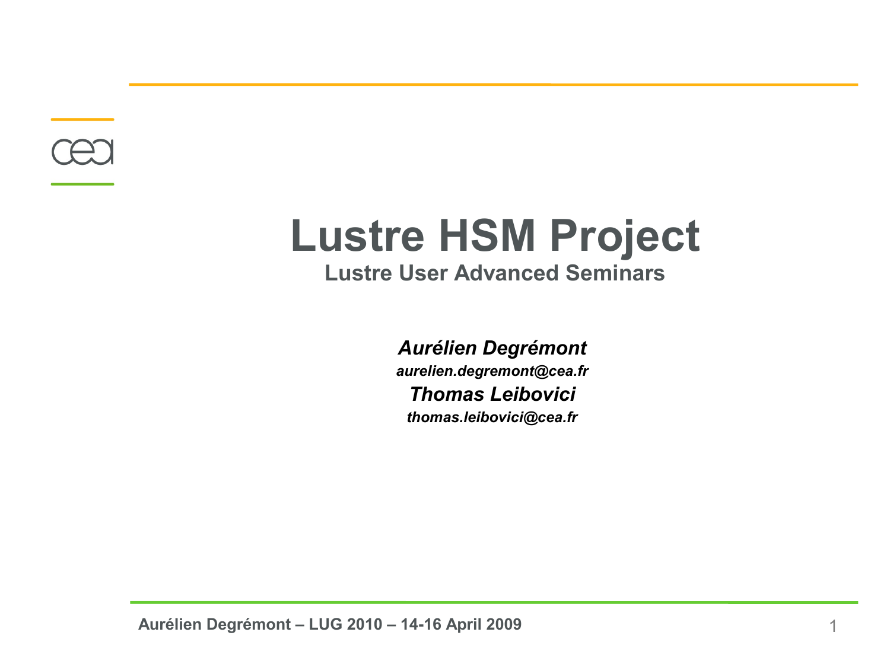# Lustre HSM Project

## Lustre User Advanced Seminars

***Aurélien Degrémont***

*aurelien.degremont@cea.fr*

***Thomas Leibovici***

*thomas.leibovici@cea.fr*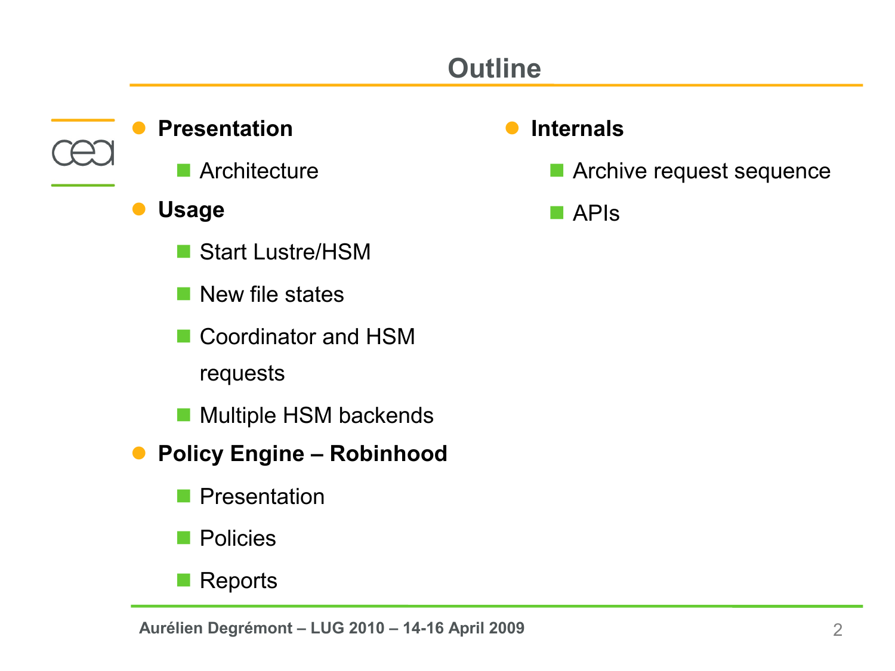# Outline

- **Presentation**
  - Architecture
- **Usage**
  - Start Lustre/HSM
  - New file states
  - Coordinator and HSM requests
  - Multiple HSM backends
- **Policy Engine – Robinhood**
  - Presentation
  - Policies
  - Reports
- **Internals**
  - Archive request sequence
  - APIs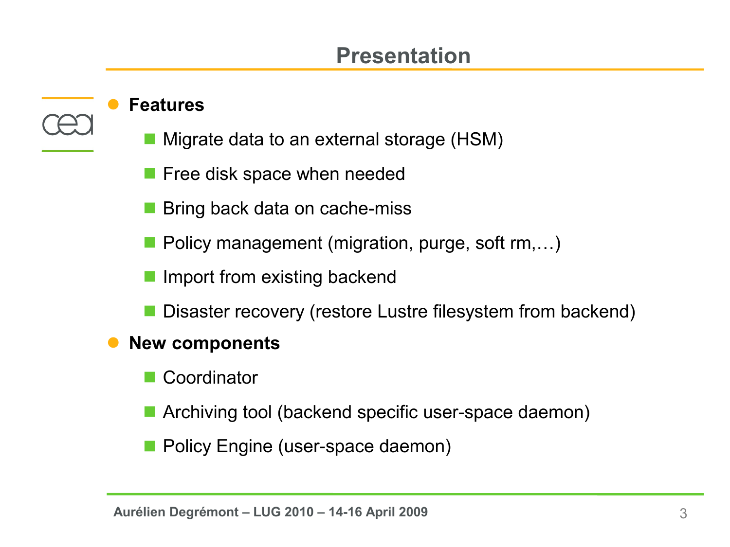# Presentation

- **Features**
  - Migrate data to an external storage (HSM)
  - Free disk space when needed
  - Bring back data on cache-miss
  - Policy management (migration, purge, soft rm,…)
  - Import from existing backend
  - Disaster recovery (restore Lustre filesystem from backend)
- **New components**
  - Coordinator
  - Archiving tool (backend specific user-space daemon)
  - Policy Engine (user-space daemon)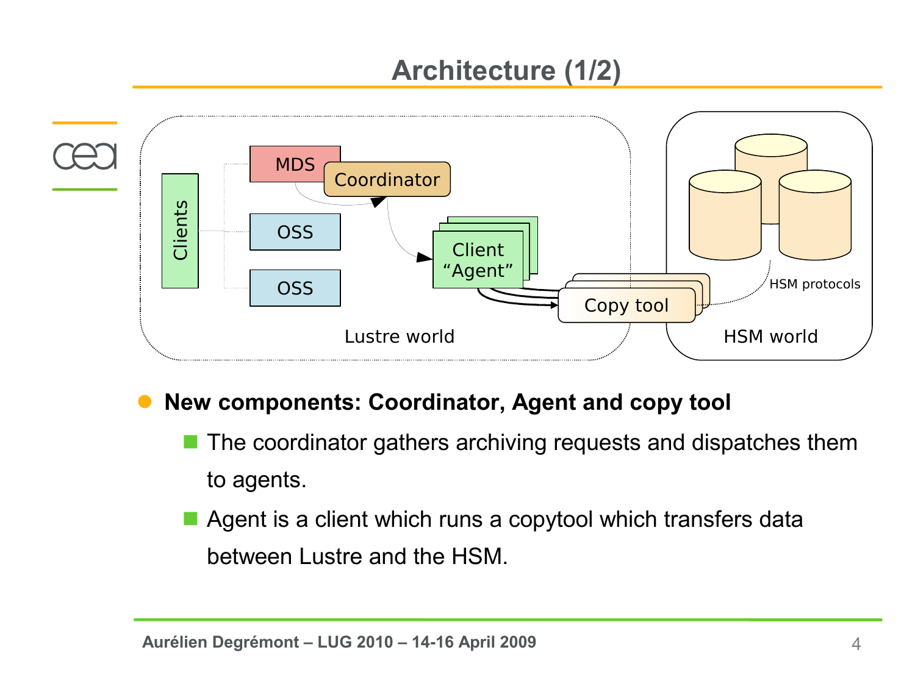# Architecture (1/2)

- **New components: Coordinator, Agent and copy tool**
  - The coordinator gathers archiving requests and dispatches them to agents.
  - Agent is a client which runs a copytool which transfers data between Lustre and the HSM.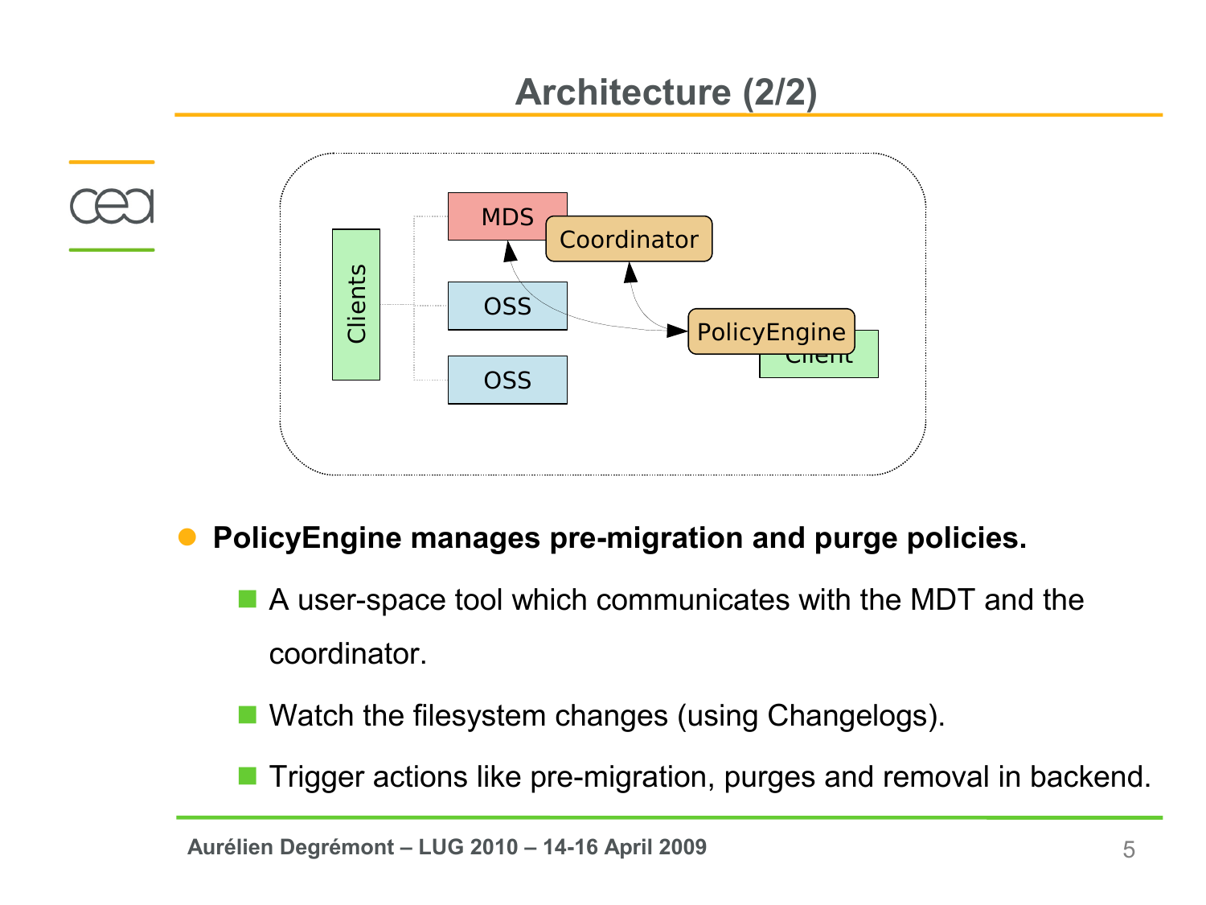# Architecture (2/2)

MDS

Coordinator

Clients

OSS

OSS

PolicyEngine

Client

- **PolicyEngine manages pre-migration and purge policies.**
  - A user-space tool which communicates with the MDT and the coordinator.
  - Watch the filesystem changes (using Changelogs).
  - Trigger actions like pre-migration, purges and removal in backend.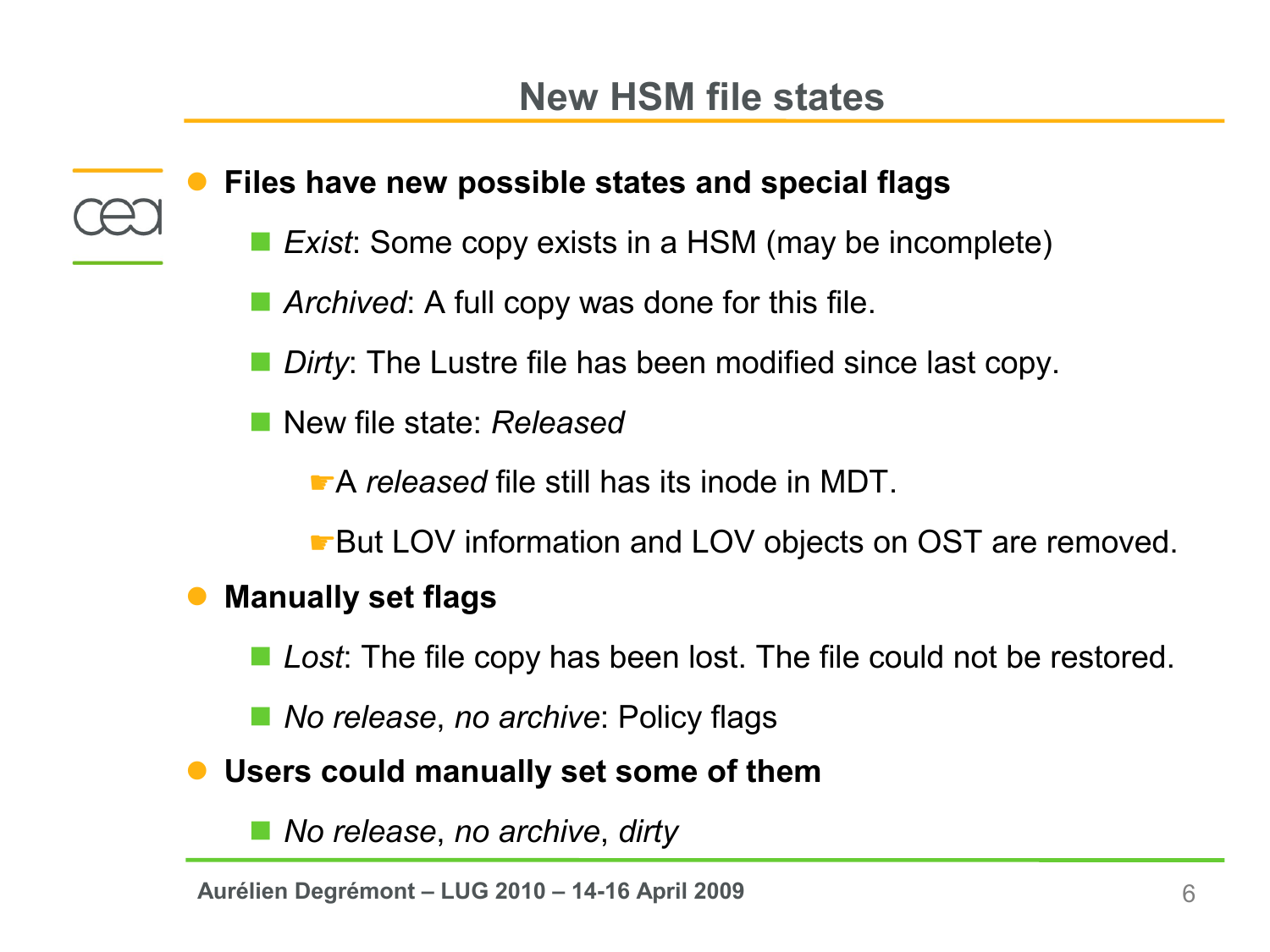# New HSM file states

- **Files have new possible states and special flags**
  - *Exist*: Some copy exists in a HSM (may be incomplete)
  - *Archived*: A full copy was done for this file.
  - *Dirty*: The Lustre file has been modified since last copy.
  - New file state: *Released*
    - ☛A *released* file still has its inode in MDT.
    - ☛But LOV information and LOV objects on OST are removed.
- **Manually set flags**
  - *Lost*: The file copy has been lost. The file could not be restored.
  - *No release*, *no archive*: Policy flags
- **Users could manually set some of them**
  - *No release*, *no archive*, *dirty*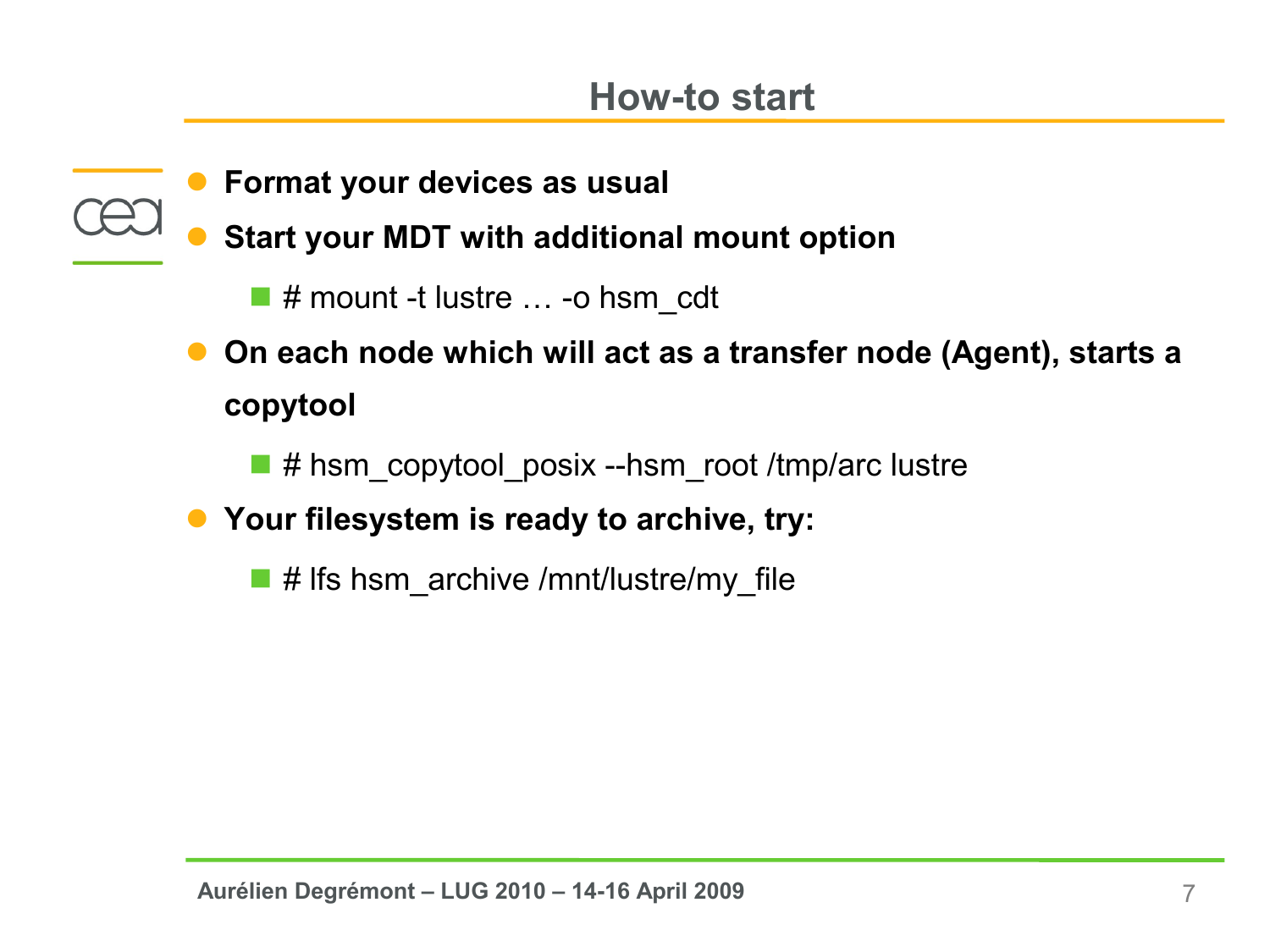# How-to start

- **Format your devices as usual**
- **Start your MDT with additional mount option**
  - # mount -t lustre … -o hsm_cdt
- **On each node which will act as a transfer node (Agent), starts a copytool**
  - # hsm_copytool_posix --hsm_root /tmp/arc lustre
- **Your filesystem is ready to archive, try:**
  - # lfs hsm_archive /mnt/lustre/my_file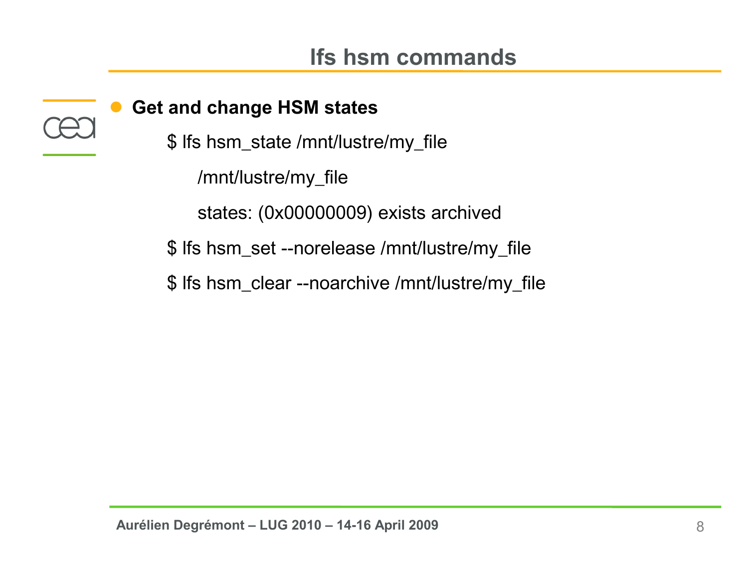# lfs hsm commands

- **Get and change HSM states**

```
$ lfs hsm_state /mnt/lustre/my_file
    /mnt/lustre/my_file
    states: (0x00000009) exists archived
$ lfs hsm_set --norelease /mnt/lustre/my_file
$ lfs hsm_clear --noarchive /mnt/lustre/my_file
```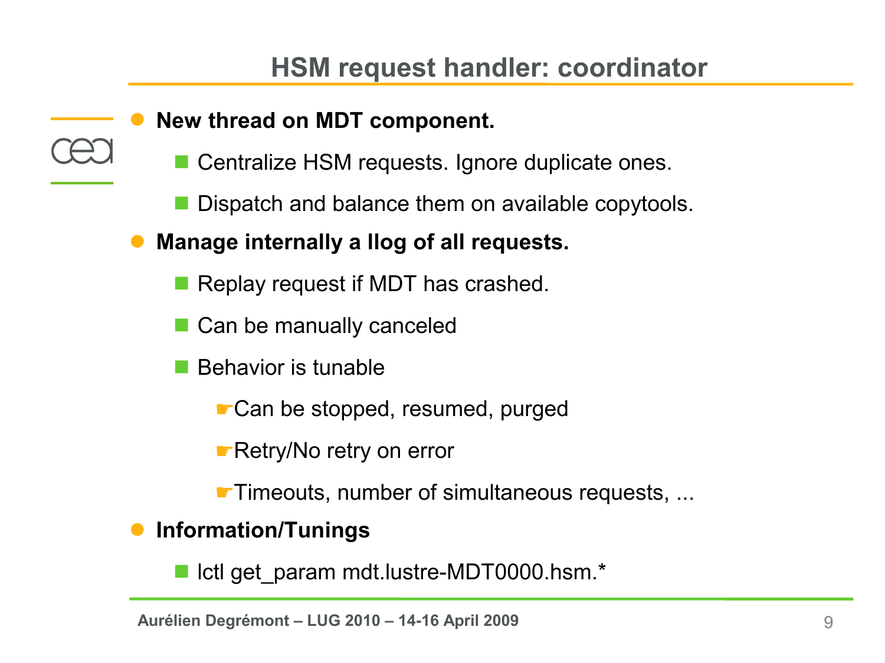# HSM request handler: coordinator

- **New thread on MDT component.**
  - Centralize HSM requests. Ignore duplicate ones.
  - Dispatch and balance them on available copytools.
- **Manage internally a llog of all requests.**
  - Replay request if MDT has crashed.
  - Can be manually canceled
  - Behavior is tunable
    - Can be stopped, resumed, purged
    - Retry/No retry on error
    - Timeouts, number of simultaneous requests, ...
- **Information/Tunings**
  - lctl get_param mdt.lustre-MDT0000.hsm.*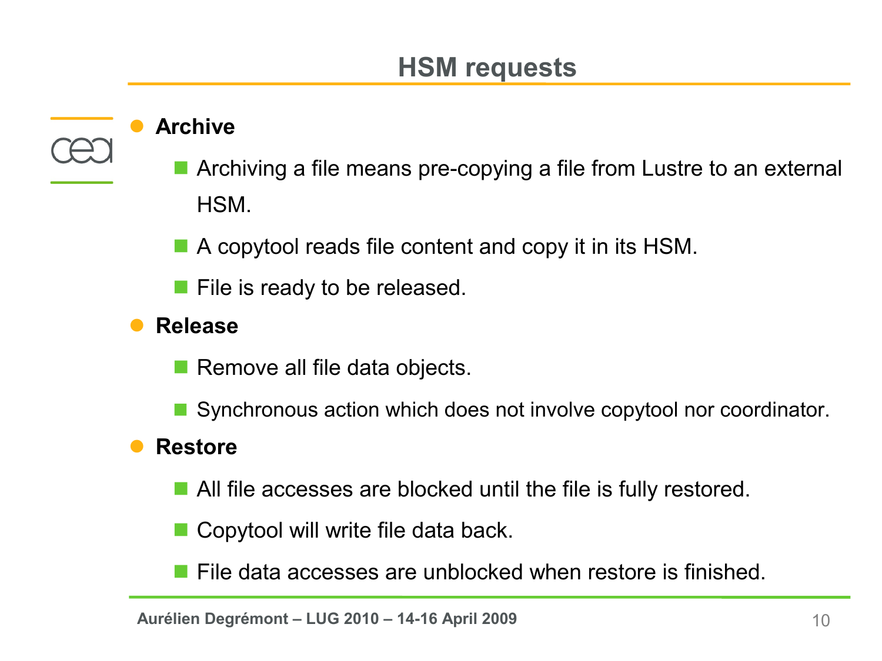# HSM requests

- **Archive**
  - Archiving a file means pre-copying a file from Lustre to an external HSM.
  - A copytool reads file content and copy it in its HSM.
  - File is ready to be released.
- **Release**
  - Remove all file data objects.
  - Synchronous action which does not involve copytool nor coordinator.
- **Restore**
  - All file accesses are blocked until the file is fully restored.
  - Copytool will write file data back.
  - File data accesses are unblocked when restore is finished.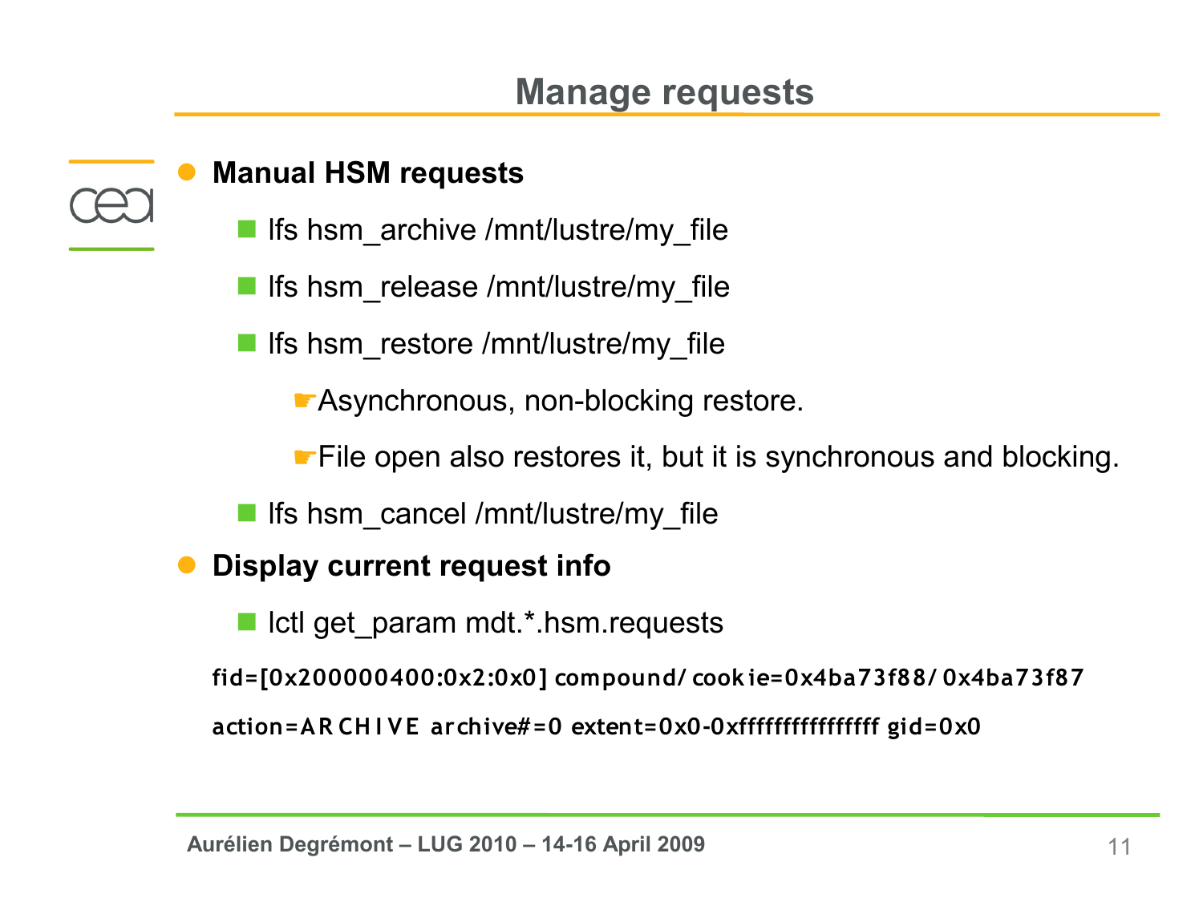# Manage requests

- **Manual HSM requests**
  - lfs hsm_archive /mnt/lustre/my_file
  - lfs hsm_release /mnt/lustre/my_file
  - lfs hsm_restore /mnt/lustre/my_file
    - ☛Asynchronous, non-blocking restore.
    - ☛File open also restores it, but it is synchronous and blocking.
  - lfs hsm_cancel /mnt/lustre/my_file
- **Display current request info**
  - lctl get_param mdt.*.hsm.requests

```
fid=[0x200000400:0x2:0x0] compound/cookie=0x4ba73f88/0x4ba73f87
action=ARCHIVE archive#=0 extent=0x0-0xffffffffffffffff gid=0x0
```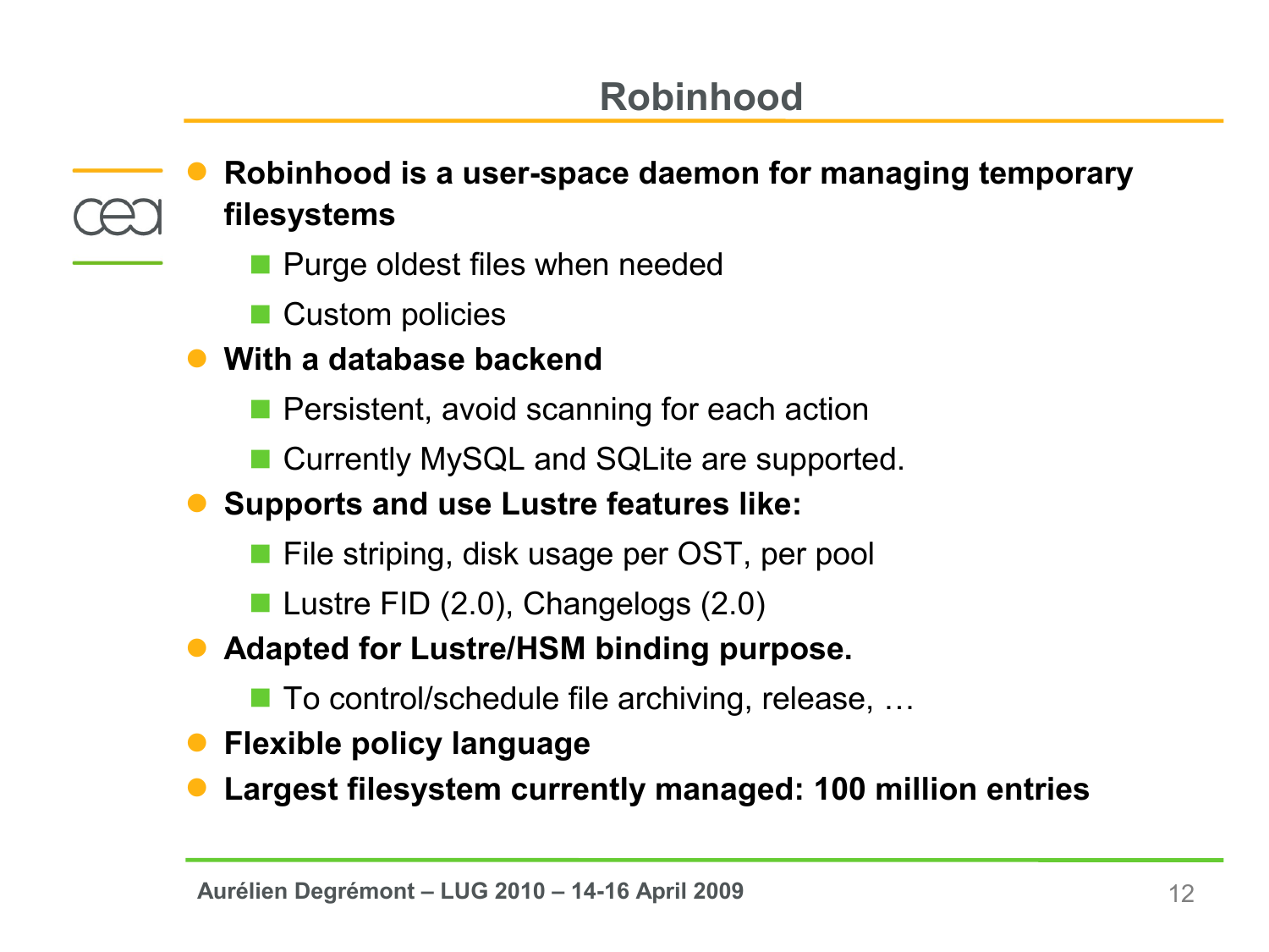# Robinhood

- **Robinhood is a user-space daemon for managing temporary filesystems**
  - Purge oldest files when needed
  - Custom policies
- **With a database backend**
  - Persistent, avoid scanning for each action
  - Currently MySQL and SQLite are supported.
- **Supports and use Lustre features like:**
  - File striping, disk usage per OST, per pool
  - Lustre FID (2.0), Changelogs (2.0)
- **Adapted for Lustre/HSM binding purpose.**
  - To control/schedule file archiving, release, …
- **Flexible policy language**
- **Largest filesystem currently managed: 100 million entries**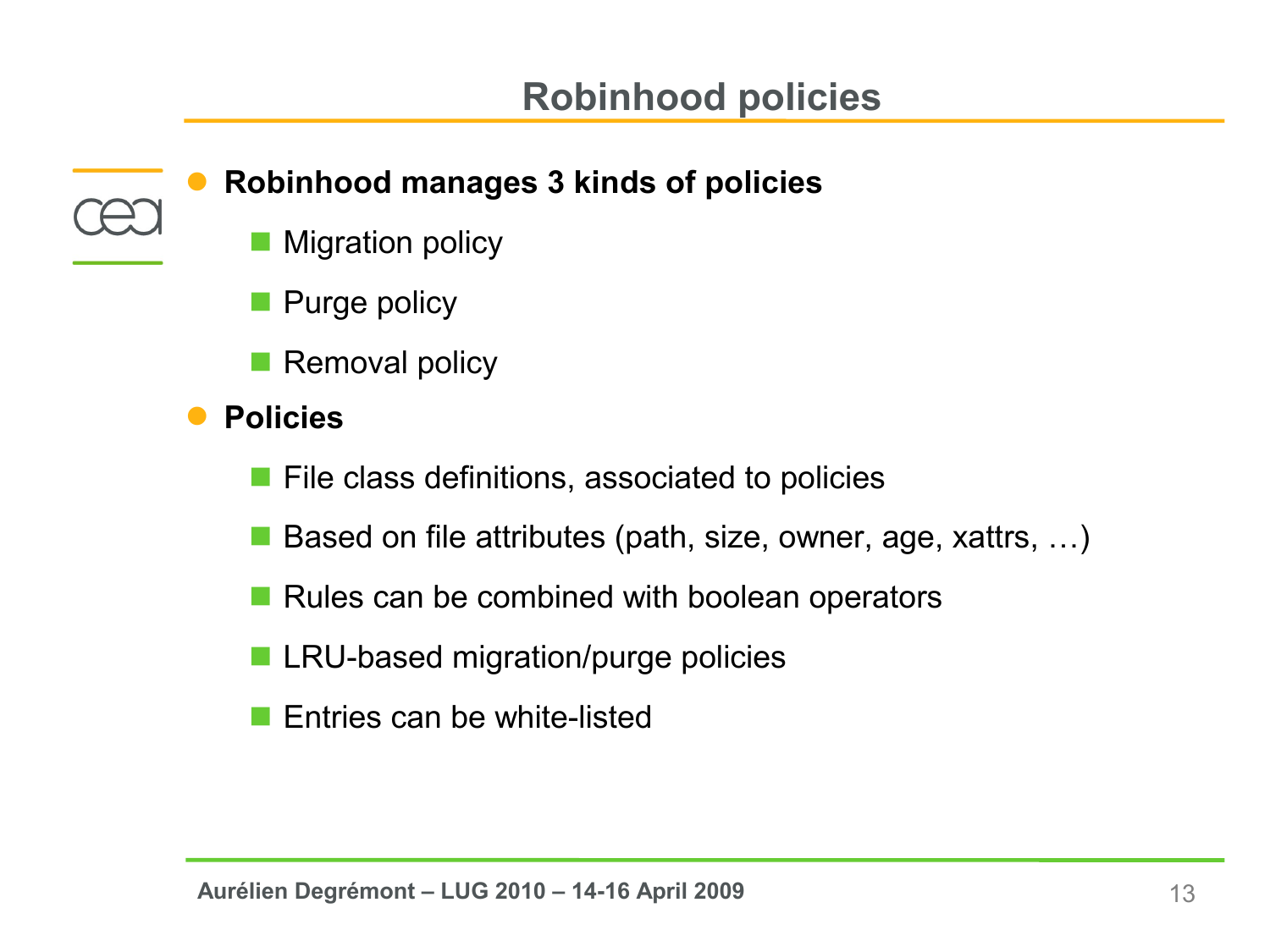# Robinhood policies

- **Robinhood manages 3 kinds of policies**
  - Migration policy
  - Purge policy
  - Removal policy
- **Policies**
  - File class definitions, associated to policies
  - Based on file attributes (path, size, owner, age, xattrs, …)
  - Rules can be combined with boolean operators
  - LRU-based migration/purge policies
  - Entries can be white-listed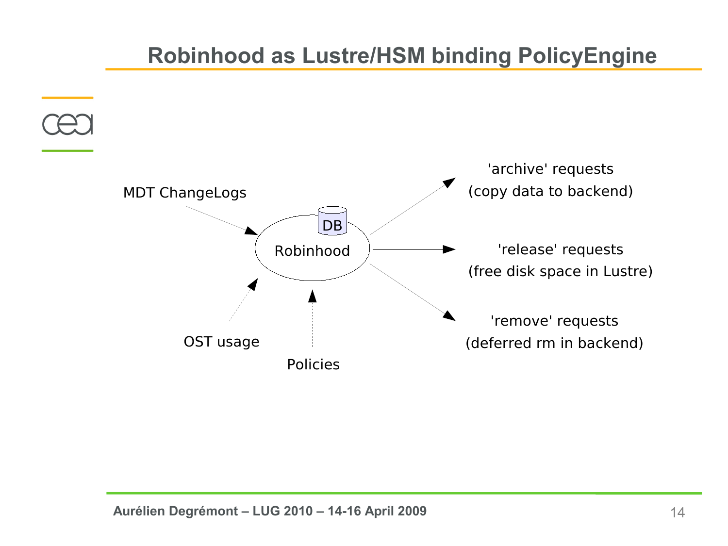# Robinhood as Lustre/HSM binding PolicyEngine

MDT ChangeLogs

DB

Robinhood

OST usage

Policies

'archive' requests
(copy data to backend)

'release' requests
(free disk space in Lustre)

'remove' requests
(deferred rm in backend)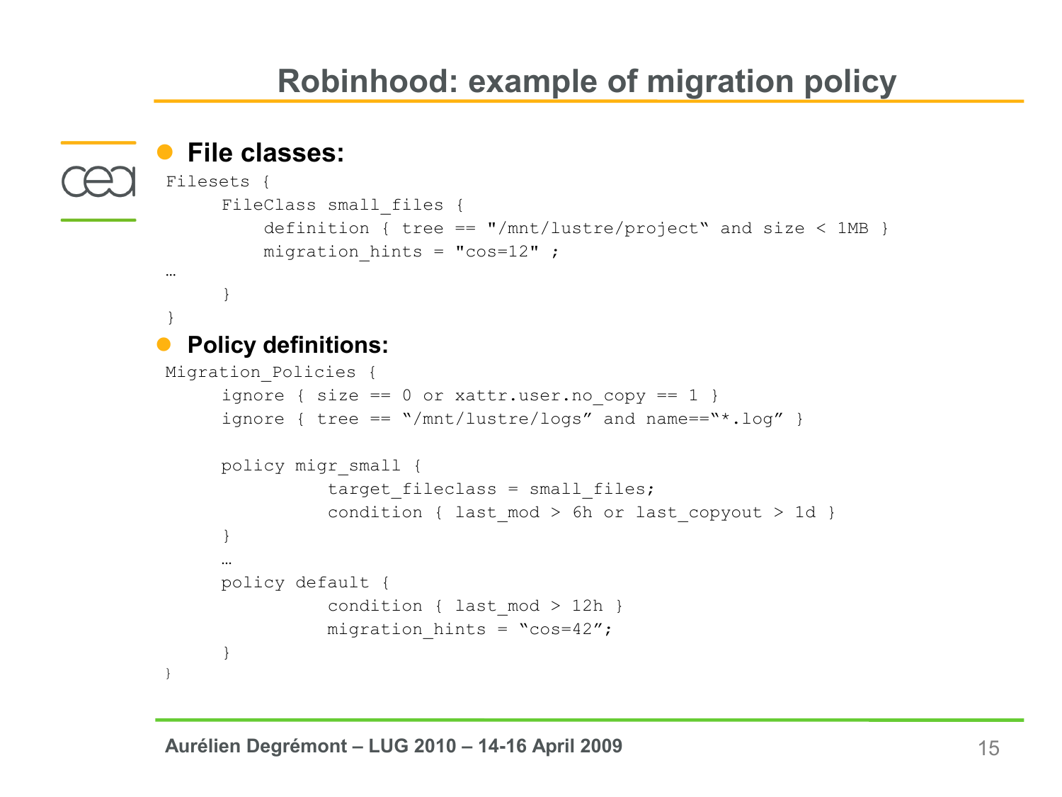# Robinhood: example of migration policy

- **File classes:**

```
Filesets {
     FileClass small_files {
         definition { tree == "/mnt/lustre/project" and size < 1MB }
         migration_hints = "cos=12" ;
…
     }
}
```

- **Policy definitions:**

```
Migration_Policies {
     ignore { size == 0 or xattr.user.no_copy == 1 }
     ignore { tree == "/mnt/lustre/logs" and name=="*.log" }

     policy migr_small {
              target_fileclass = small_files;
              condition { last_mod > 6h or last_copyout > 1d }
     }
     …
     policy default {
              condition { last_mod > 12h }
              migration_hints = "cos=42";
     }
}
```

**Aurélien Degrémont – LUG 2010 – 14-16 April 2009**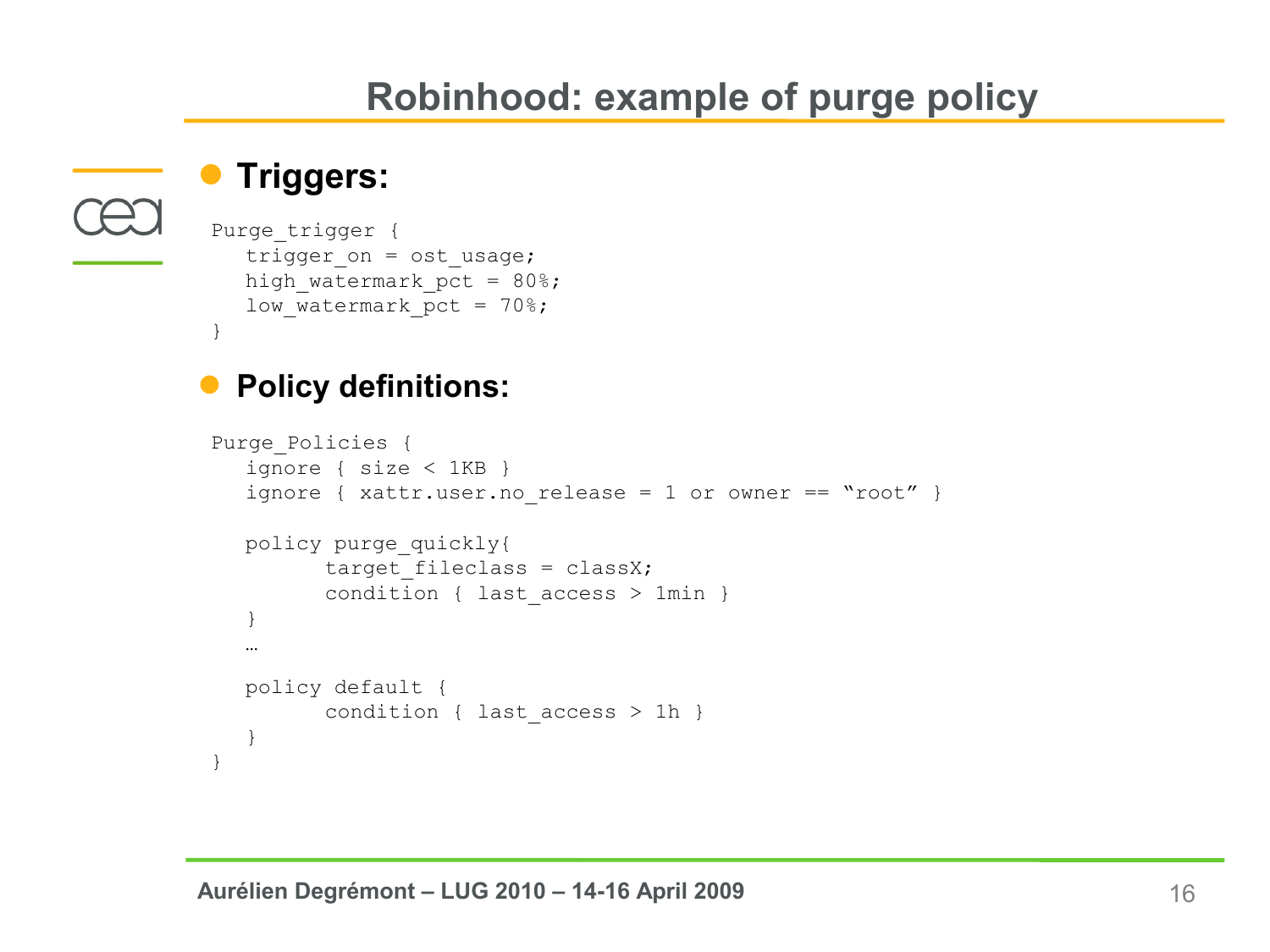# Robinhood: example of purge policy

- **Triggers:**

```
Purge_trigger {
   trigger_on = ost_usage;
   high_watermark_pct = 80%;
   low_watermark_pct = 70%;
}
```

- **Policy definitions:**

```
Purge_Policies {
   ignore { size < 1KB }
   ignore { xattr.user.no_release = 1 or owner == "root" }

   policy purge_quickly{
         target_fileclass = classX;
         condition { last_access > 1min }
   }
   …

   policy default {
         condition { last_access > 1h }
   }
}
```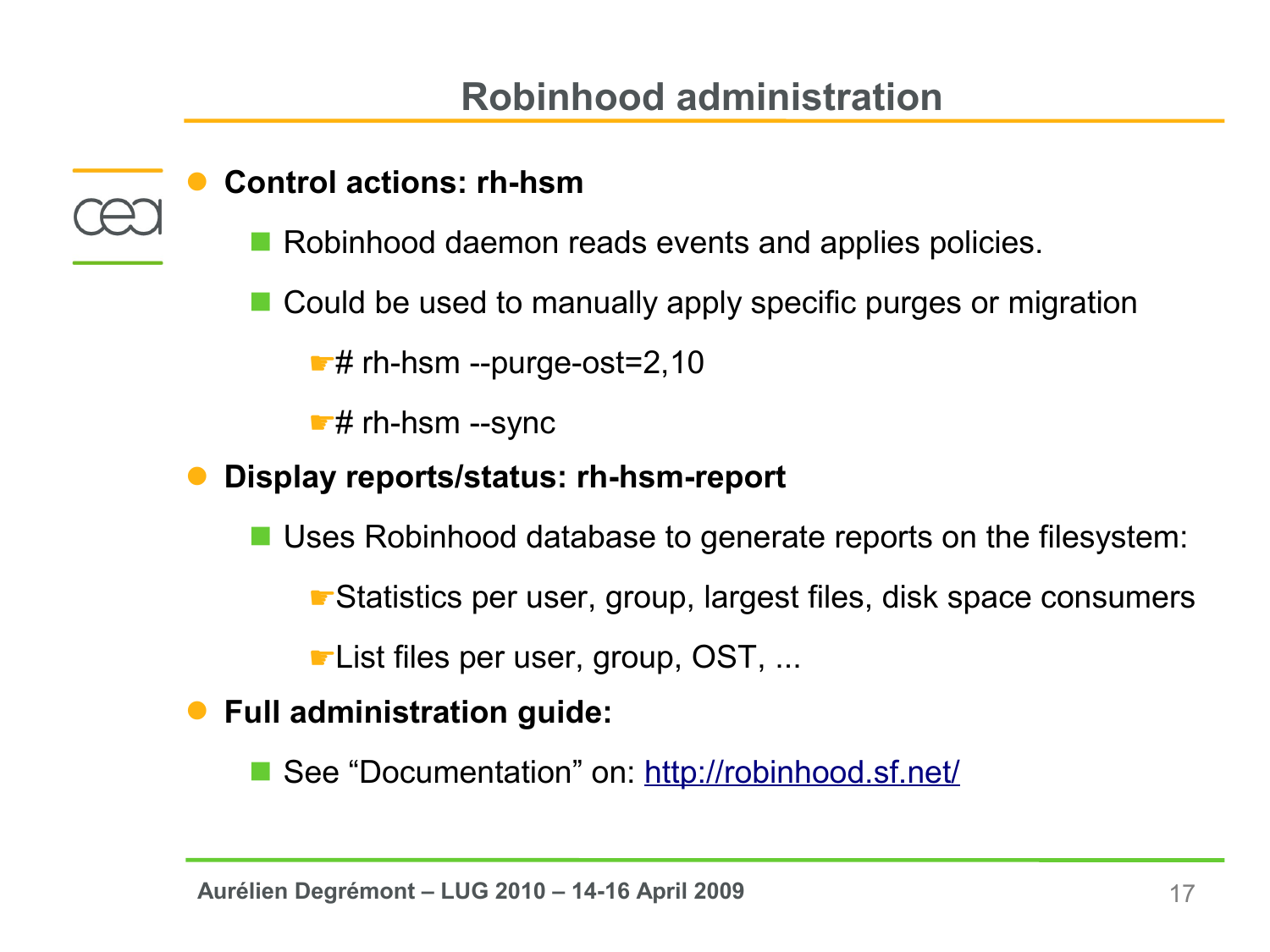# Robinhood administration

- **Control actions: rh-hsm**
  - Robinhood daemon reads events and applies policies.
  - Could be used to manually apply specific purges or migration
    - ☛# rh-hsm --purge-ost=2,10
    - ☛# rh-hsm --sync
- **Display reports/status: rh-hsm-report**
  - Uses Robinhood database to generate reports on the filesystem:
    - ☛Statistics per user, group, largest files, disk space consumers
    - ☛List files per user, group, OST, ...
- **Full administration guide:**
  - See “Documentation” on: http://robinhood.sf.net/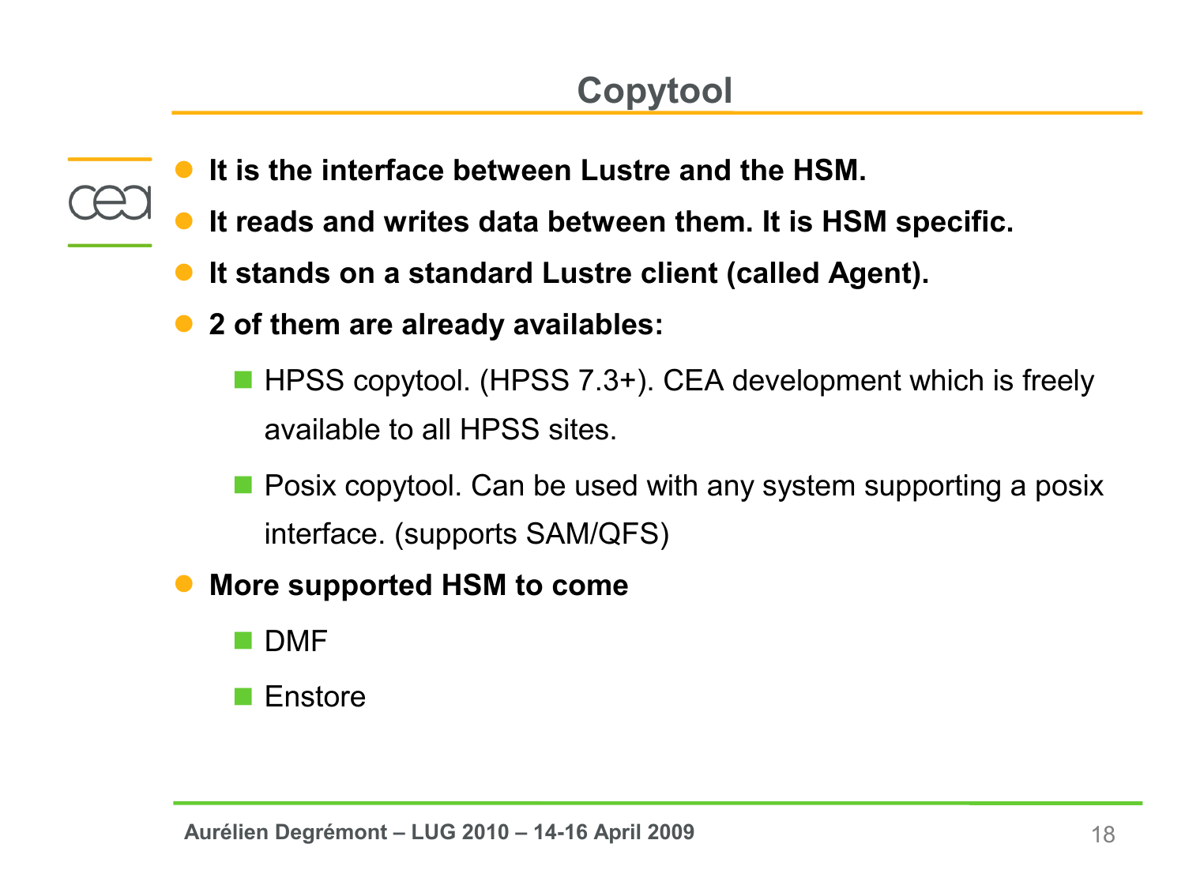# Copytool

- **It is the interface between Lustre and the HSM.**
- **It reads and writes data between them. It is HSM specific.**
- **It stands on a standard Lustre client (called Agent).**
- **2 of them are already availables:**
  - HPSS copytool. (HPSS 7.3+). CEA development which is freely available to all HPSS sites.
  - Posix copytool. Can be used with any system supporting a posix interface. (supports SAM/QFS)
- **More supported HSM to come**
  - DMF
  - Enstore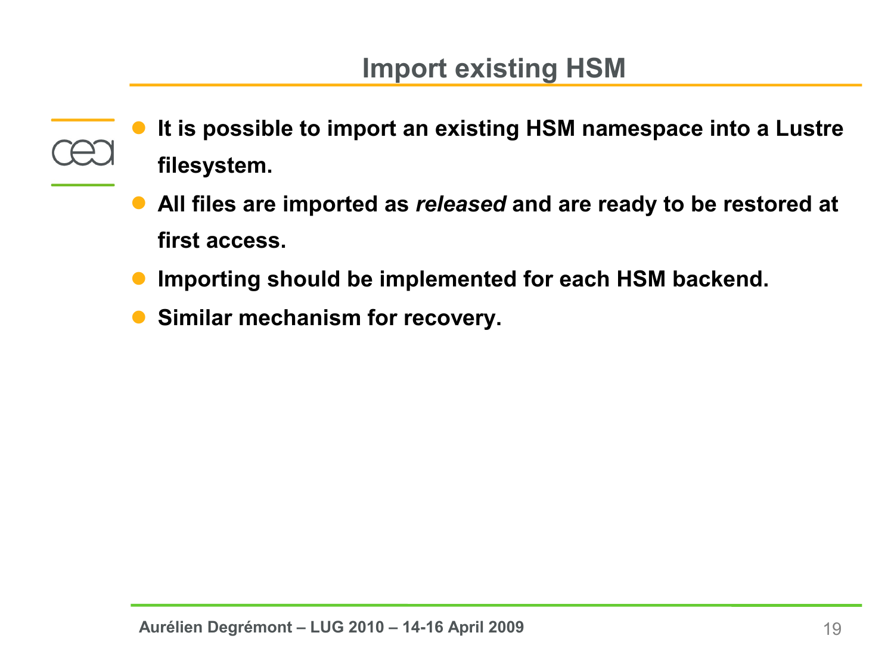# Import existing HSM

- **It is possible to import an existing HSM namespace into a Lustre filesystem.**
- **All files are imported as *released* and are ready to be restored at first access.**
- **Importing should be implemented for each HSM backend.**
- **Similar mechanism for recovery.**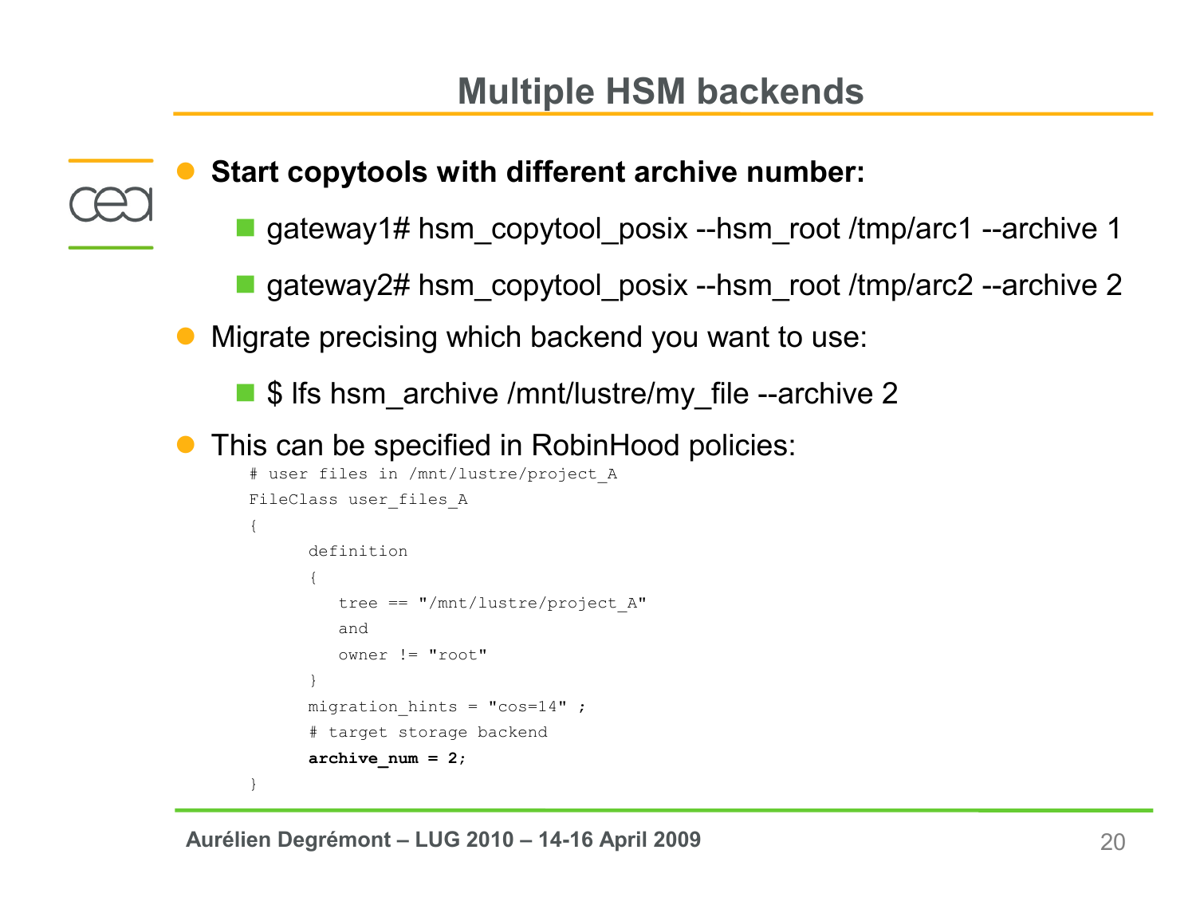# Multiple HSM backends

- **Start copytools with different archive number:**
  - gateway1# hsm_copytool_posix --hsm_root /tmp/arc1 --archive 1
  - gateway2# hsm_copytool_posix --hsm_root /tmp/arc2 --archive 2
- Migrate precising which backend you want to use:
  - $ lfs hsm_archive /mnt/lustre/my_file --archive 2
- This can be specified in RobinHood policies:

```
# user files in /mnt/lustre/project_A
FileClass user_files_A
{
      definition
      {
         tree == "/mnt/lustre/project_A"
         and
         owner != "root"
      }
      migration_hints = "cos=14" ;
      # target storage backend
      archive_num = 2;
}
```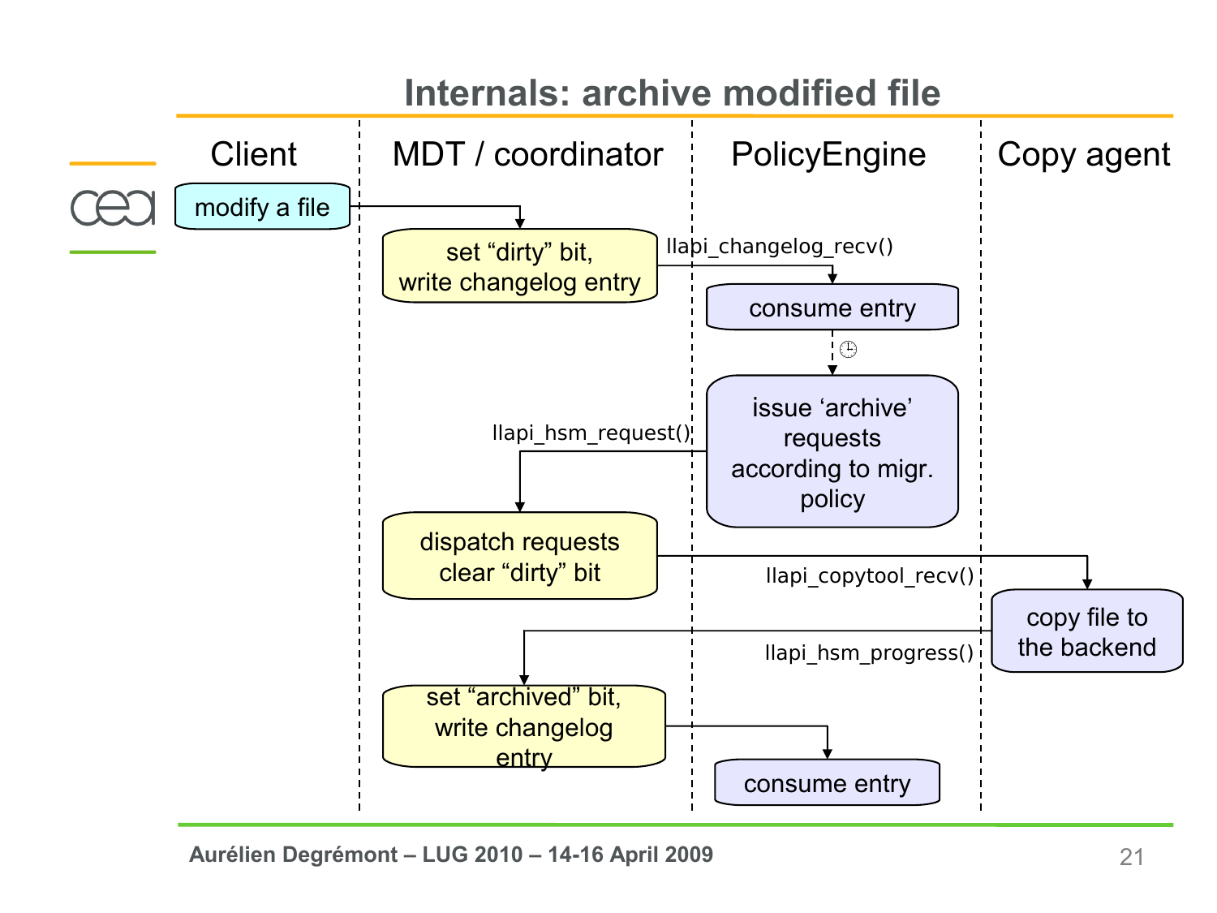# Internals: archive modified file

| Client | MDT / coordinator | PolicyEngine | Copy agent |
|---|---|---|---|
| modify a file | | | |
| | set "dirty" bit, write changelog entry | llapi_changelog_recv() → consume entry | |
| | | issue 'archive' requests according to migr. policy | |
| | llapi_hsm_request() → dispatch requests clear "dirty" bit | | |
| | | | llapi_copytool_recv() → copy file to the backend |
| | llapi_hsm_progress() → set "archived" bit, write changelog entry | | |
| | | consume entry | |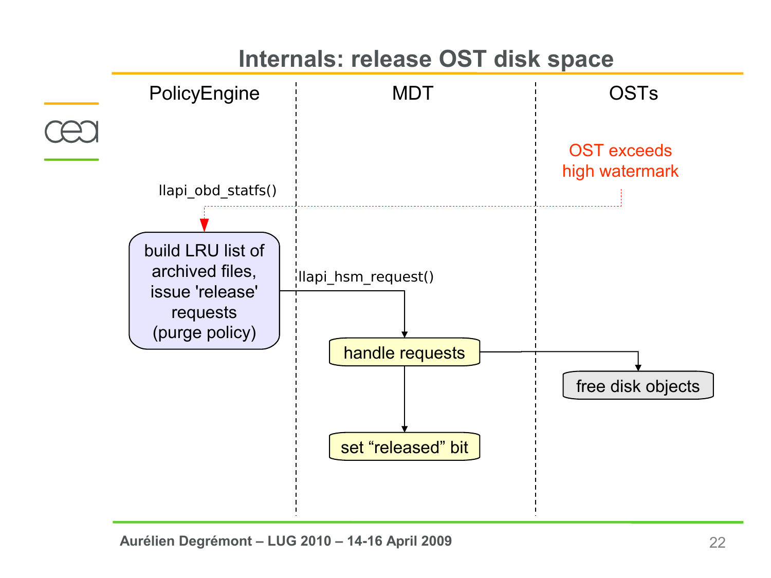# Internals: release OST disk space

| PolicyEngine | MDT | OSTs |
| --- | --- | --- |
| | | OST exceeds high watermark |
| llapi_obd_statfs() → build LRU list of archived files, issue 'release' requests (purge policy) | | |
| llapi_hsm_request() → | handle requests | → free disk objects |
| | set "released" bit | |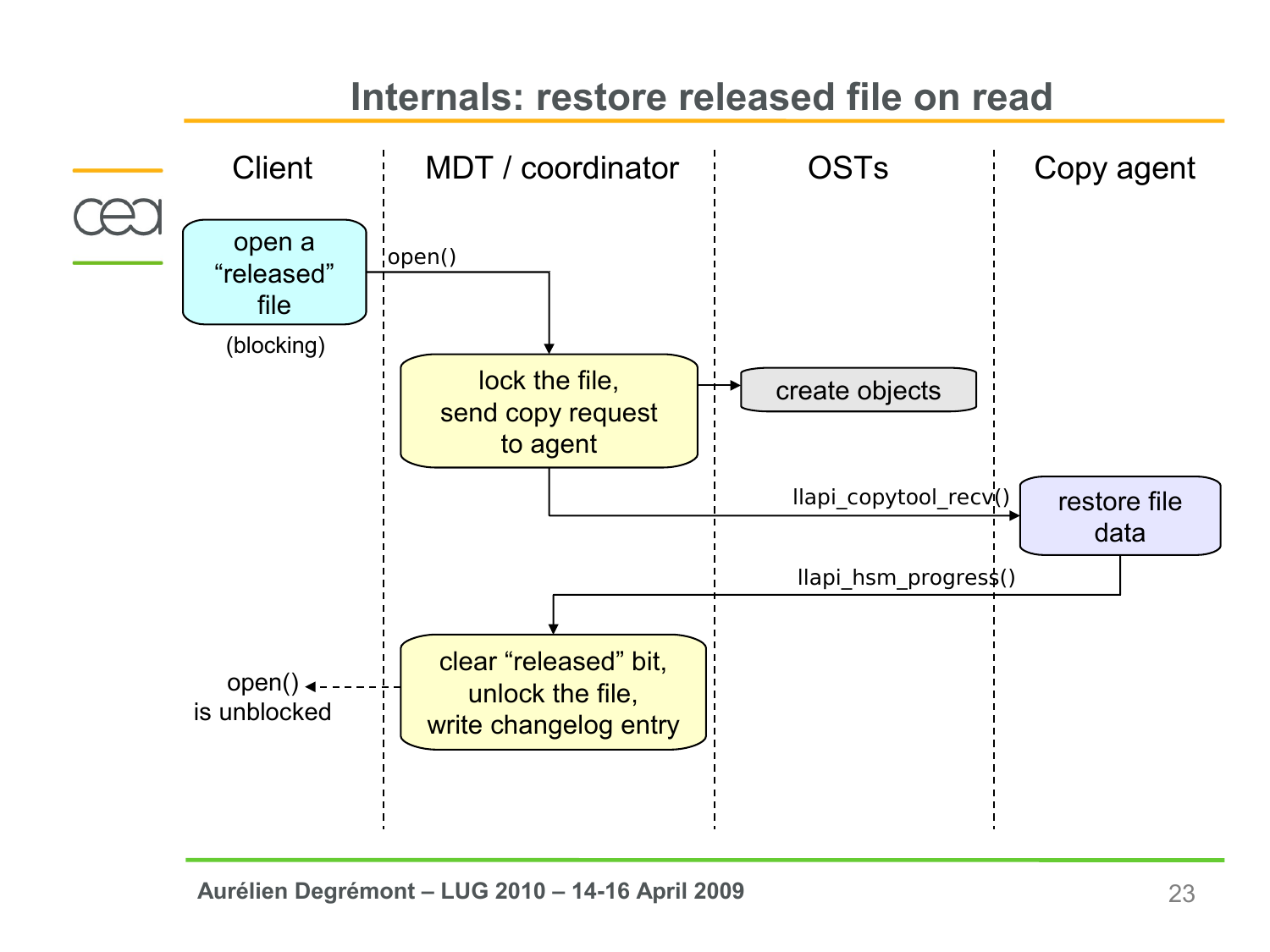# Internals: restore released file on read

| Client | MDT / coordinator | OSTs | Copy agent |
| --- | --- | --- | --- |

**Client:** open a "released" file (blocking)

→ open() →

**MDT / coordinator:** lock the file, send copy request to agent

→ **OSTs:** create objects

→ llapi_copytool_recv() → **Copy agent:** restore file data

→ llapi_hsm_progress() →

**MDT / coordinator:** clear "released" bit, unlock the file, write changelog entry

→ **Client:** open() is unblocked

Aurélien Degrémont – LUG 2010 – 14-16 April 2009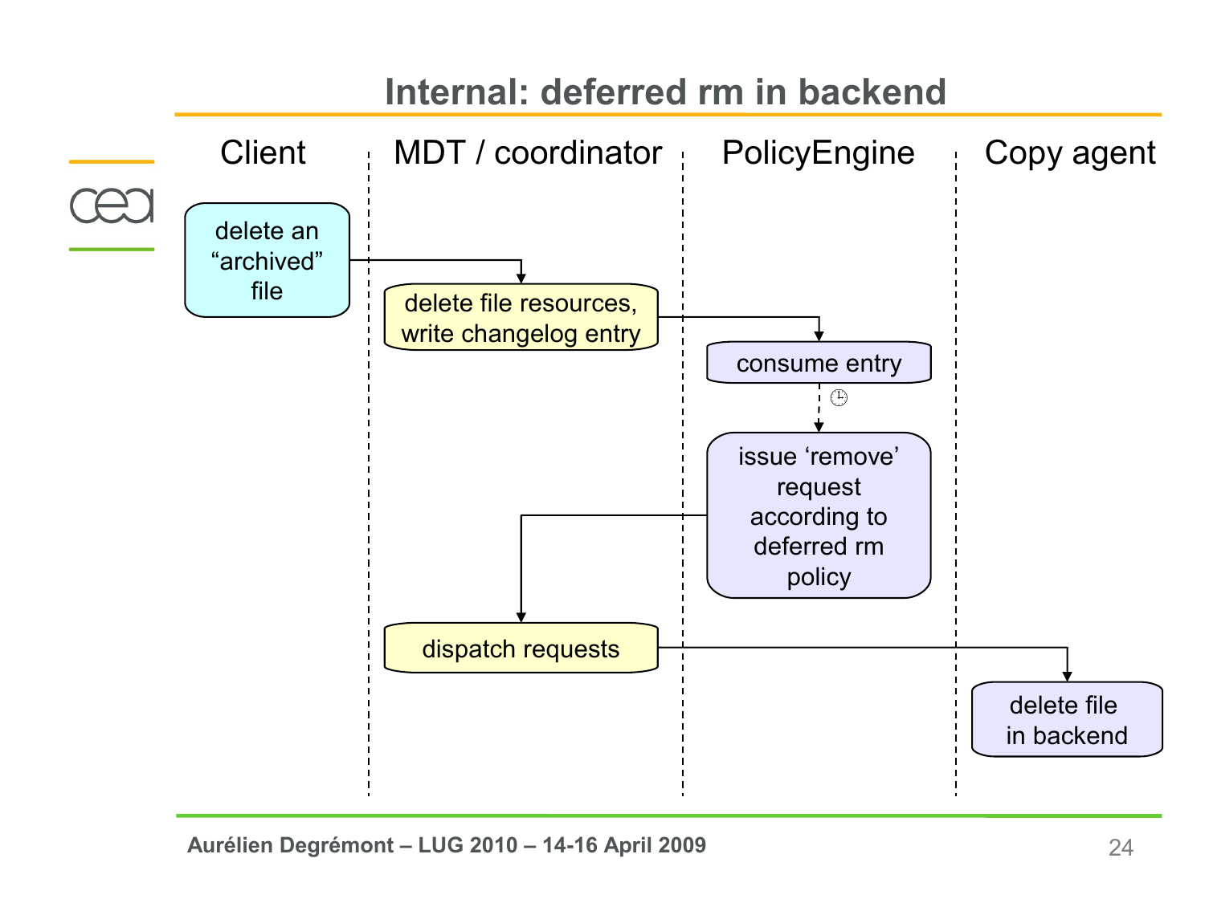# Internal: deferred rm in backend

| Client | MDT / coordinator | PolicyEngine | Copy agent |
|---|---|---|---|
| delete an "archived" file | | | |
| | delete file resources, write changelog entry | | |
| | | consume entry | |
| | | issue 'remove' request according to deferred rm policy | |
| | dispatch requests | | |
| | | | delete file in backend |

Aurélien Degrémont – LUG 2010 – 14-16 April 2009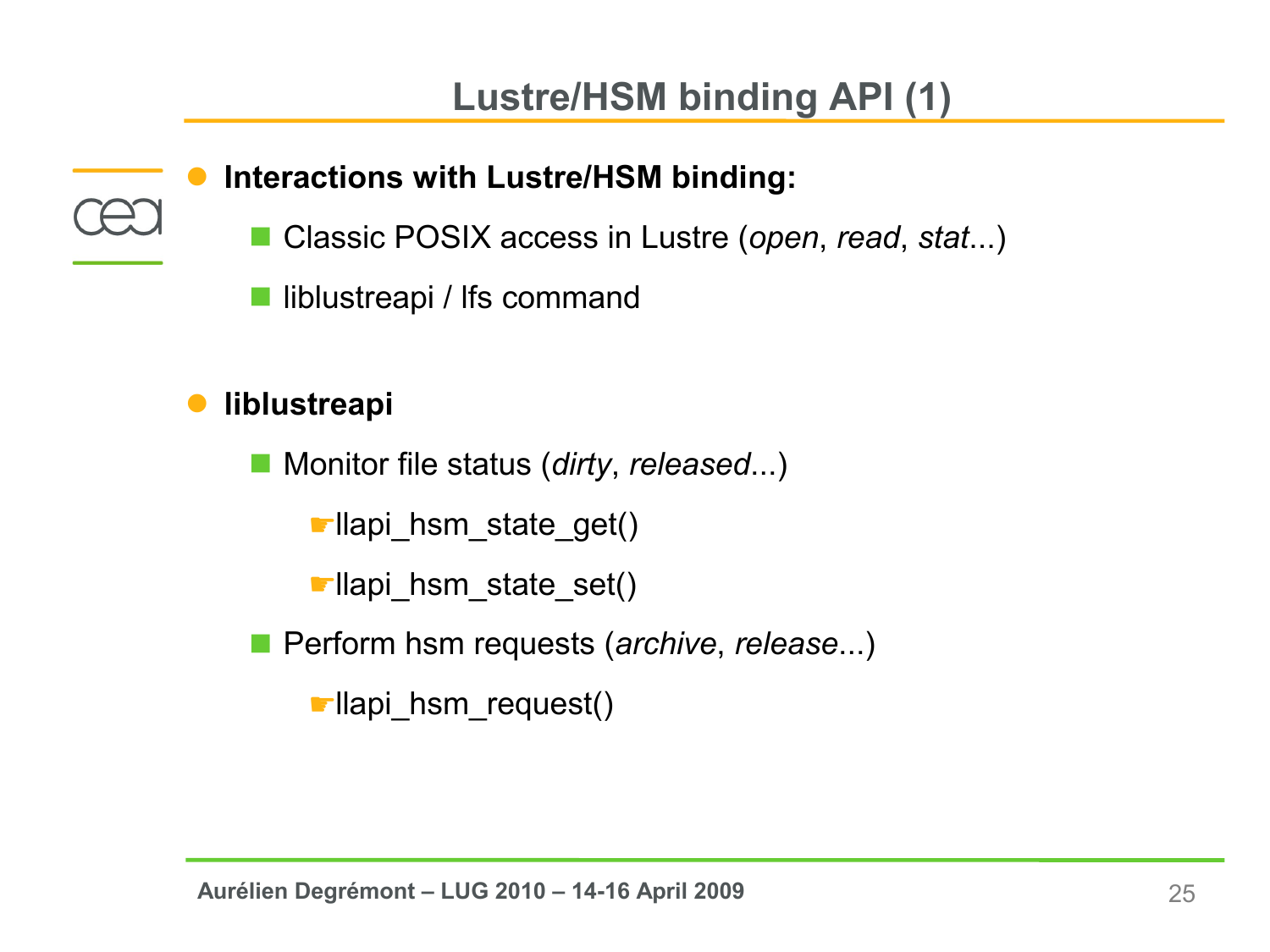# Lustre/HSM binding API (1)

- **Interactions with Lustre/HSM binding:**
  - Classic POSIX access in Lustre (*open*, *read*, *stat*...)
  - liblustreapi / lfs command

- **liblustreapi**
  - Monitor file status (*dirty*, *released*...)
    - ☛llapi_hsm_state_get()
    - ☛llapi_hsm_state_set()
  - Perform hsm requests (*archive*, *release*...)
    - ☛llapi_hsm_request()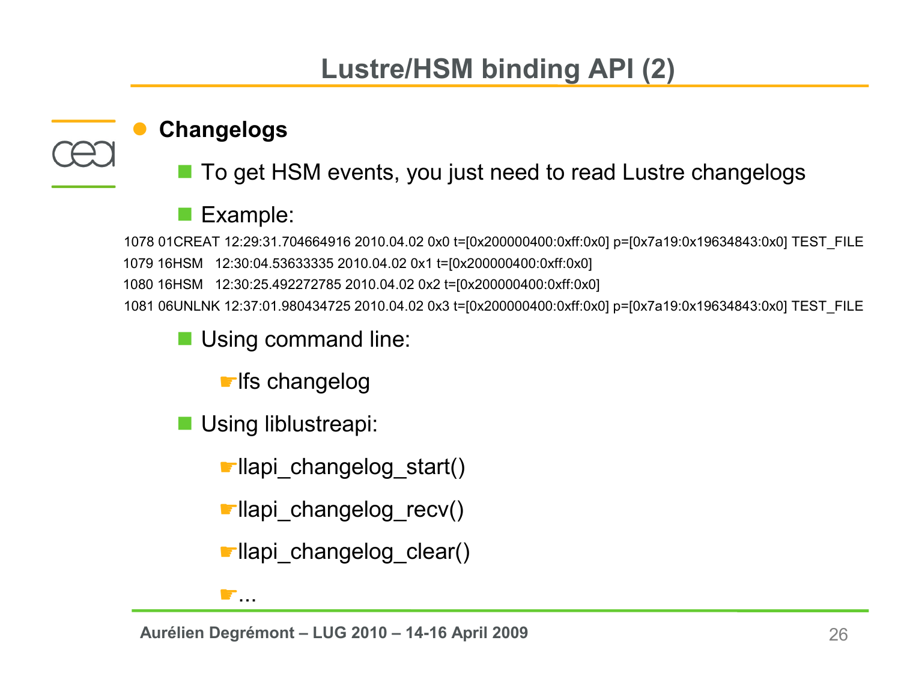# Lustre/HSM binding API (2)

- **Changelogs**
  - To get HSM events, you just need to read Lustre changelogs
  - Example:

```
1078 01CREAT 12:29:31.704664916 2010.04.02 0x0 t=[0x200000400:0xff:0x0] p=[0x7a19:0x19634843:0x0] TEST_FILE
1079 16HSM   12:30:04.53633335 2010.04.02 0x1 t=[0x200000400:0xff:0x0]
1080 16HSM   12:30:25.492272785 2010.04.02 0x2 t=[0x200000400:0xff:0x0]
1081 06UNLNK 12:37:01.980434725 2010.04.02 0x3 t=[0x200000400:0xff:0x0] p=[0x7a19:0x19634843:0x0] TEST_FILE
```

  - Using command line:
    - ☛lfs changelog
  - Using liblustreapi:
    - ☛llapi_changelog_start()
    - ☛llapi_changelog_recv()
    - ☛llapi_changelog_clear()
    - ☛...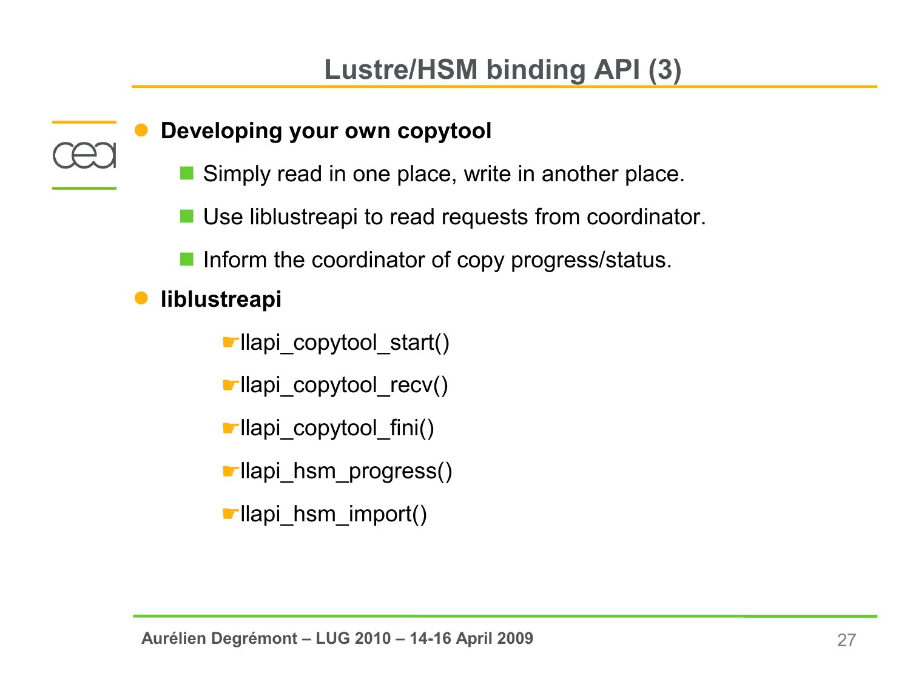# Lustre/HSM binding API (3)

- **Developing your own copytool**
  - Simply read in one place, write in another place.
  - Use liblustreapi to read requests from coordinator.
  - Inform the coordinator of copy progress/status.
- **liblustreapi**
  - ☛llapi_copytool_start()
  - ☛llapi_copytool_recv()
  - ☛llapi_copytool_fini()
  - ☛llapi_hsm_progress()
  - ☛llapi_hsm_import()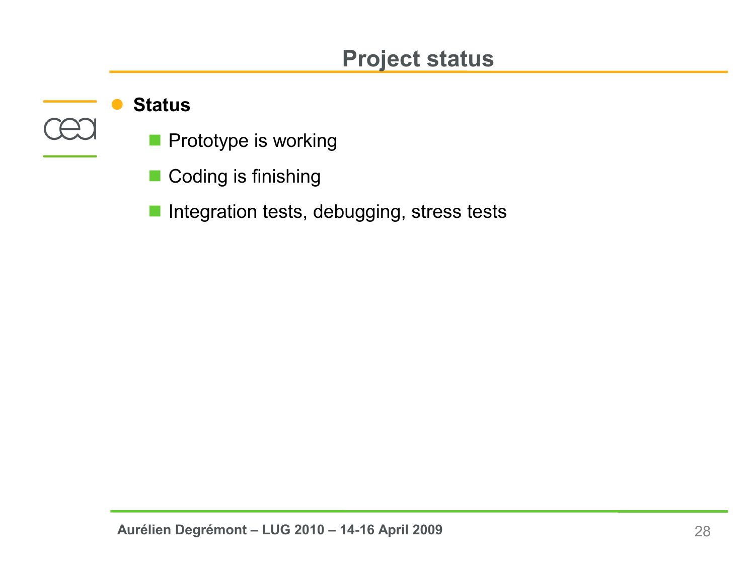# Project status

- **Status**
  - Prototype is working
  - Coding is finishing
  - Integration tests, debugging, stress tests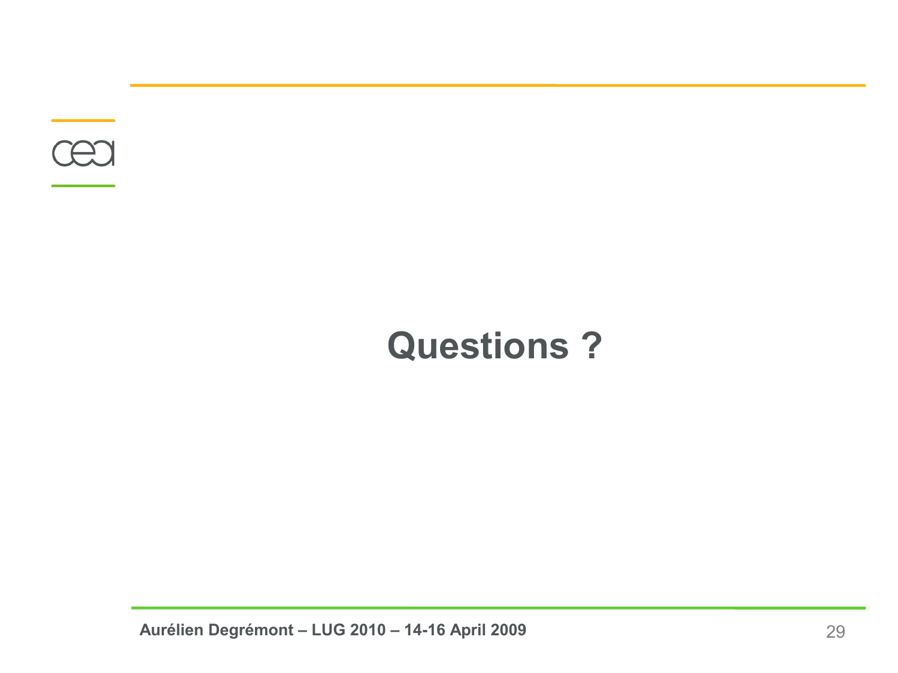# Questions ?